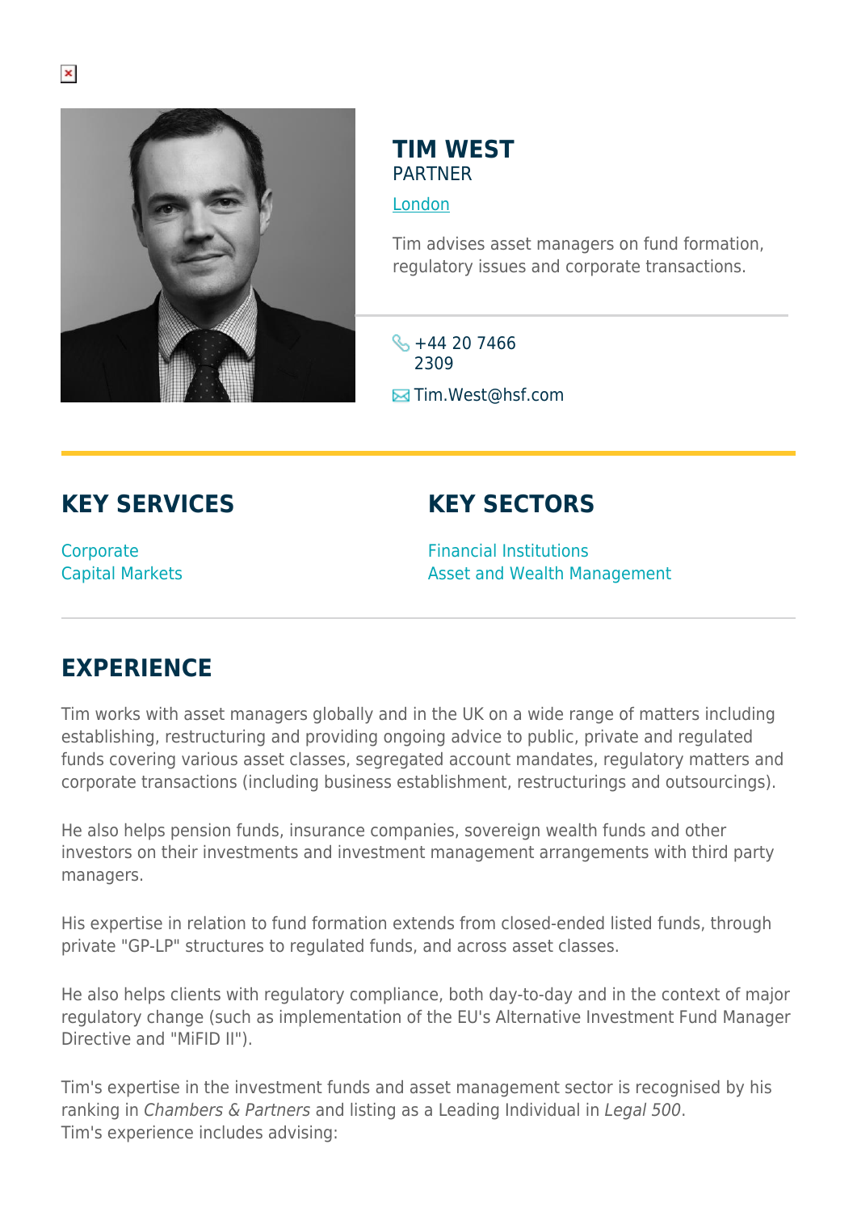# TIM WEST

PARTNER

London

Tim advises asset managers on fund formation, regulatory issues and corporate transactions.

+44 20 7466 2309

Tim.West@hsf.com

## KEY SERVICES

Corporate
Capital Markets

## KEY SECTORS

Financial Institutions
Asset and Wealth Management

## EXPERIENCE

Tim works with asset managers globally and in the UK on a wide range of matters including establishing, restructuring and providing ongoing advice to public, private and regulated funds covering various asset classes, segregated account mandates, regulatory matters and corporate transactions (including business establishment, restructurings and outsourcings).

He also helps pension funds, insurance companies, sovereign wealth funds and other investors on their investments and investment management arrangements with third party managers.

His expertise in relation to fund formation extends from closed-ended listed funds, through private "GP-LP" structures to regulated funds, and across asset classes.

He also helps clients with regulatory compliance, both day-to-day and in the context of major regulatory change (such as implementation of the EU's Alternative Investment Fund Manager Directive and "MiFID II").

Tim's expertise in the investment funds and asset management sector is recognised by his ranking in *Chambers & Partners* and listing as a Leading Individual in *Legal 500*.
Tim's experience includes advising: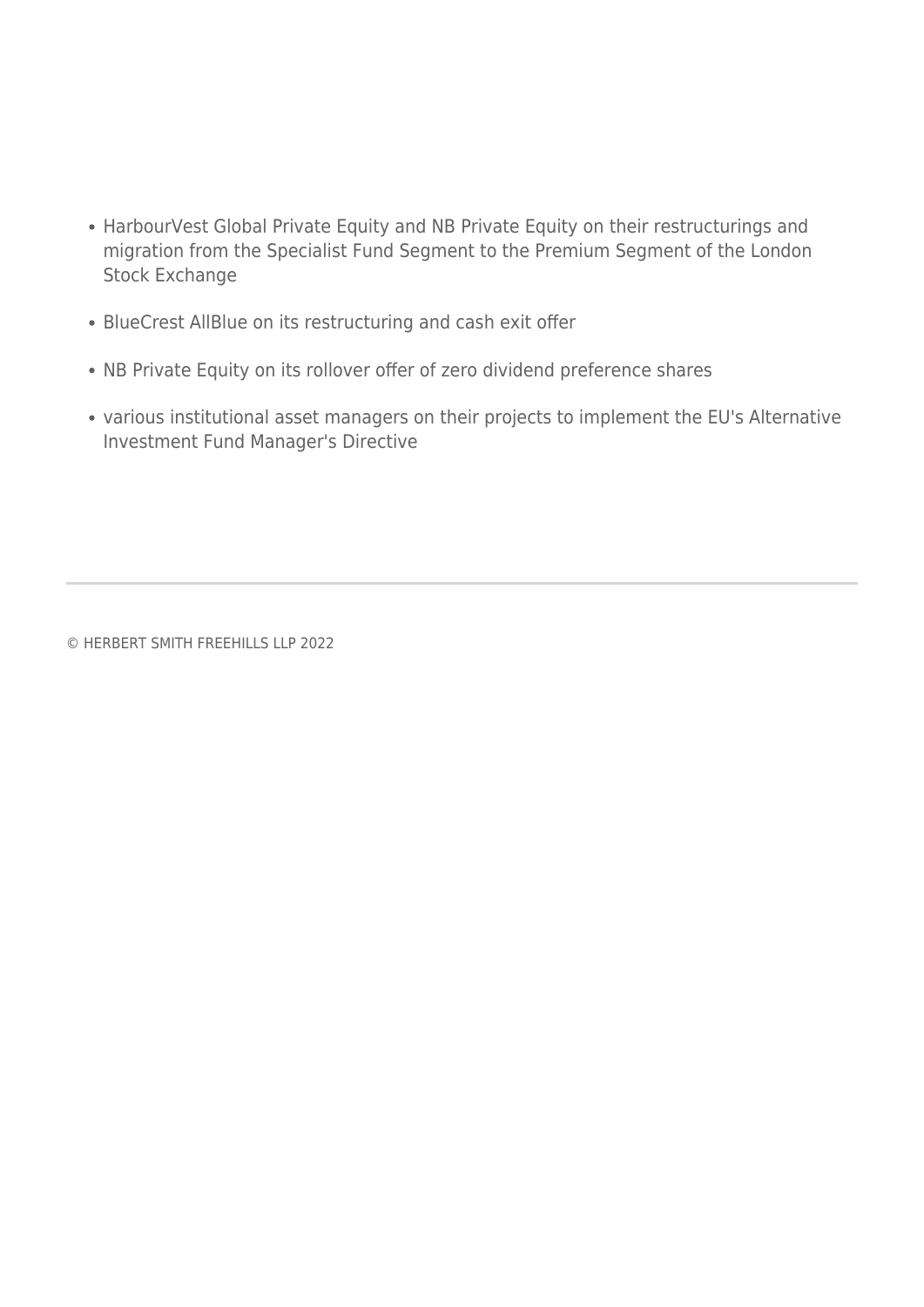- HarbourVest Global Private Equity and NB Private Equity on their restructurings and migration from the Specialist Fund Segment to the Premium Segment of the London Stock Exchange
- BlueCrest AllBlue on its restructuring and cash exit offer
- NB Private Equity on its rollover offer of zero dividend preference shares
- various institutional asset managers on their projects to implement the EU's Alternative Investment Fund Manager's Directive

---

© HERBERT SMITH FREEHILLS LLP 2022